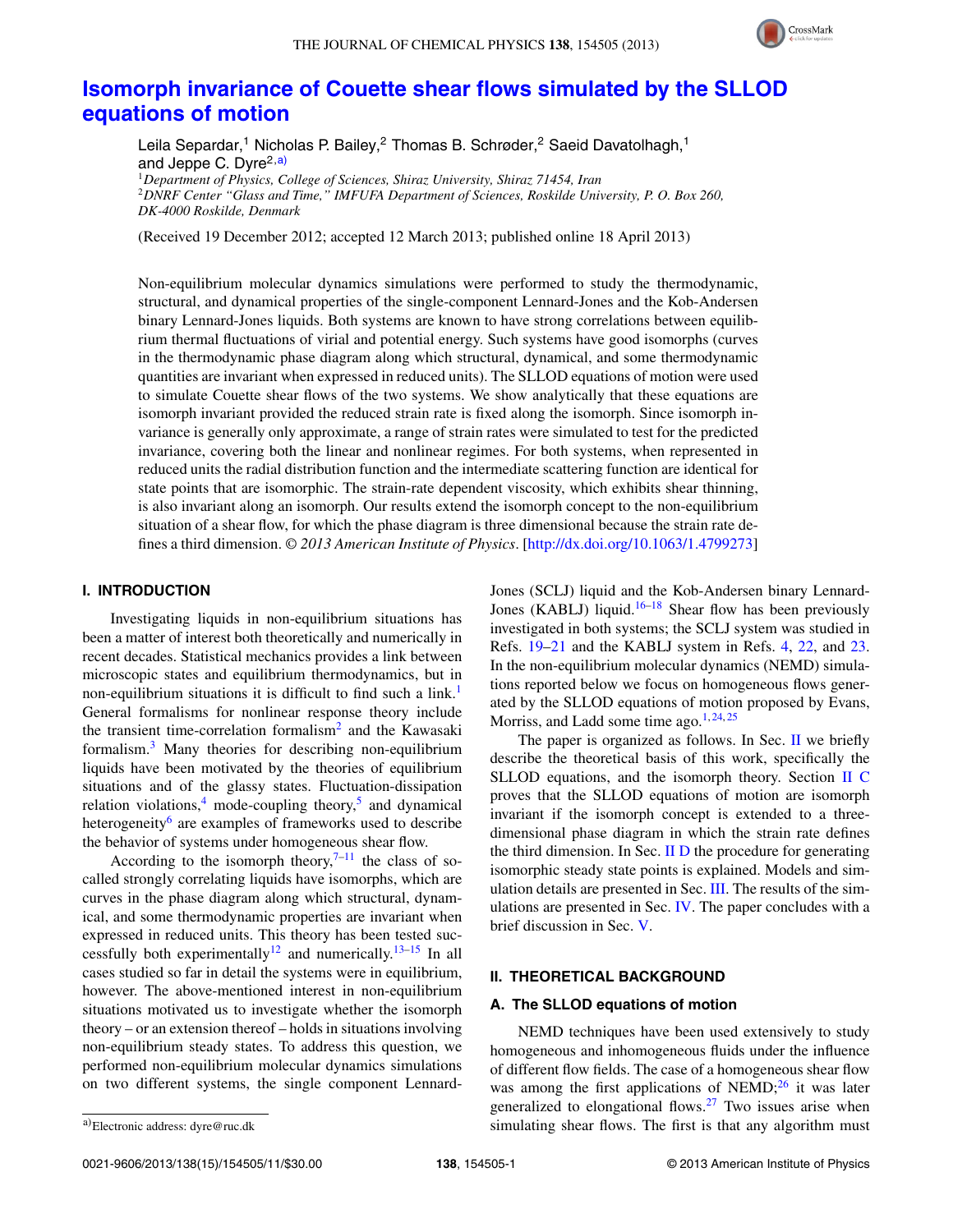# Isomorph invariance of Couette shear flows simulated by the SLLOD equations of motion

Leila Separdar,[1] Nicholas P. Bailey,[2] Thomas B. Schrøder,[2] Saeid Davatolhagh,[1] and Jeppe C. Dyre[2,a)]

[1]*Department of Physics, College of Sciences, Shiraz University, Shiraz 71454, Iran*
[2]*DNRF Center "Glass and Time," IMFUFA Department of Sciences, Roskilde University, P. O. Box 260, DK-4000 Roskilde, Denmark*

(Received 19 December 2012; accepted 12 March 2013; published online 18 April 2013)

Non-equilibrium molecular dynamics simulations were performed to study the thermodynamic, structural, and dynamical properties of the single-component Lennard-Jones and the Kob-Andersen binary Lennard-Jones liquids. Both systems are known to have strong correlations between equilibrium thermal fluctuations of virial and potential energy. Such systems have good isomorphs (curves in the thermodynamic phase diagram along which structural, dynamical, and some thermodynamic quantities are invariant when expressed in reduced units). The SLLOD equations of motion were used to simulate Couette shear flows of the two systems. We show analytically that these equations are isomorph invariant provided the reduced strain rate is fixed along the isomorph. Since isomorph invariance is generally only approximate, a range of strain rates were simulated to test for the predicted invariance, covering both the linear and nonlinear regimes. For both systems, when represented in reduced units the radial distribution function and the intermediate scattering function are identical for state points that are isomorphic. The strain-rate dependent viscosity, which exhibits shear thinning, is also invariant along an isomorph. Our results extend the isomorph concept to the non-equilibrium situation of a shear flow, for which the phase diagram is three dimensional because the strain rate defines a third dimension. *© 2013 American Institute of Physics*. [http://dx.doi.org/10.1063/1.4799273]

## I. INTRODUCTION

Investigating liquids in non-equilibrium situations has been a matter of interest both theoretically and numerically in recent decades. Statistical mechanics provides a link between microscopic states and equilibrium thermodynamics, but in non-equilibrium situations it is difficult to find such a link.[1] General formalisms for nonlinear response theory include the transient time-correlation formalism[2] and the Kawasaki formalism.[3] Many theories for describing non-equilibrium liquids have been motivated by the theories of equilibrium situations and of the glassy states. Fluctuation-dissipation relation violations,[4] mode-coupling theory,[5] and dynamical heterogeneity[6] are examples of frameworks used to describe the behavior of systems under homogeneous shear flow.

According to the isomorph theory,[7–11] the class of so-called strongly correlating liquids have isomorphs, which are curves in the phase diagram along which structural, dynamical, and some thermodynamic properties are invariant when expressed in reduced units. This theory has been tested successfully both experimentally[12] and numerically.[13–15] In all cases studied so far in detail the systems were in equilibrium, however. The above-mentioned interest in non-equilibrium situations motivated us to investigate whether the isomorph theory – or an extension thereof – holds in situations involving non-equilibrium steady states. To address this question, we performed non-equilibrium molecular dynamics simulations on two different systems, the single component Lennard-Jones (SCLJ) liquid and the Kob-Andersen binary Lennard-Jones (KABLJ) liquid.[16–18] Shear flow has been previously investigated in both systems; the SCLJ system was studied in Refs. 19–21 and the KABLJ system in Refs. 4, 22, and 23. In the non-equilibrium molecular dynamics (NEMD) simulations reported below we focus on homogeneous flows generated by the SLLOD equations of motion proposed by Evans, Morriss, and Ladd some time ago.[1,24,25]

The paper is organized as follows. In Sec. II we briefly describe the theoretical basis of this work, specifically the SLLOD equations, and the isomorph theory. Section II C proves that the SLLOD equations of motion are isomorph invariant if the isomorph concept is extended to a three-dimensional phase diagram in which the strain rate defines the third dimension. In Sec. II D the procedure for generating isomorphic steady state points is explained. Models and simulation details are presented in Sec. III. The results of the simulations are presented in Sec. IV. The paper concludes with a brief discussion in Sec. V.

## II. THEORETICAL BACKGROUND

### A. The SLLOD equations of motion

NEMD techniques have been used extensively to study homogeneous and inhomogeneous fluids under the influence of different flow fields. The case of a homogeneous shear flow was among the first applications of NEMD;[26] it was later generalized to elongational flows.[27] Two issues arise when simulating shear flows. The first is that any algorithm must

a)Electronic address: dyre@ruc.dk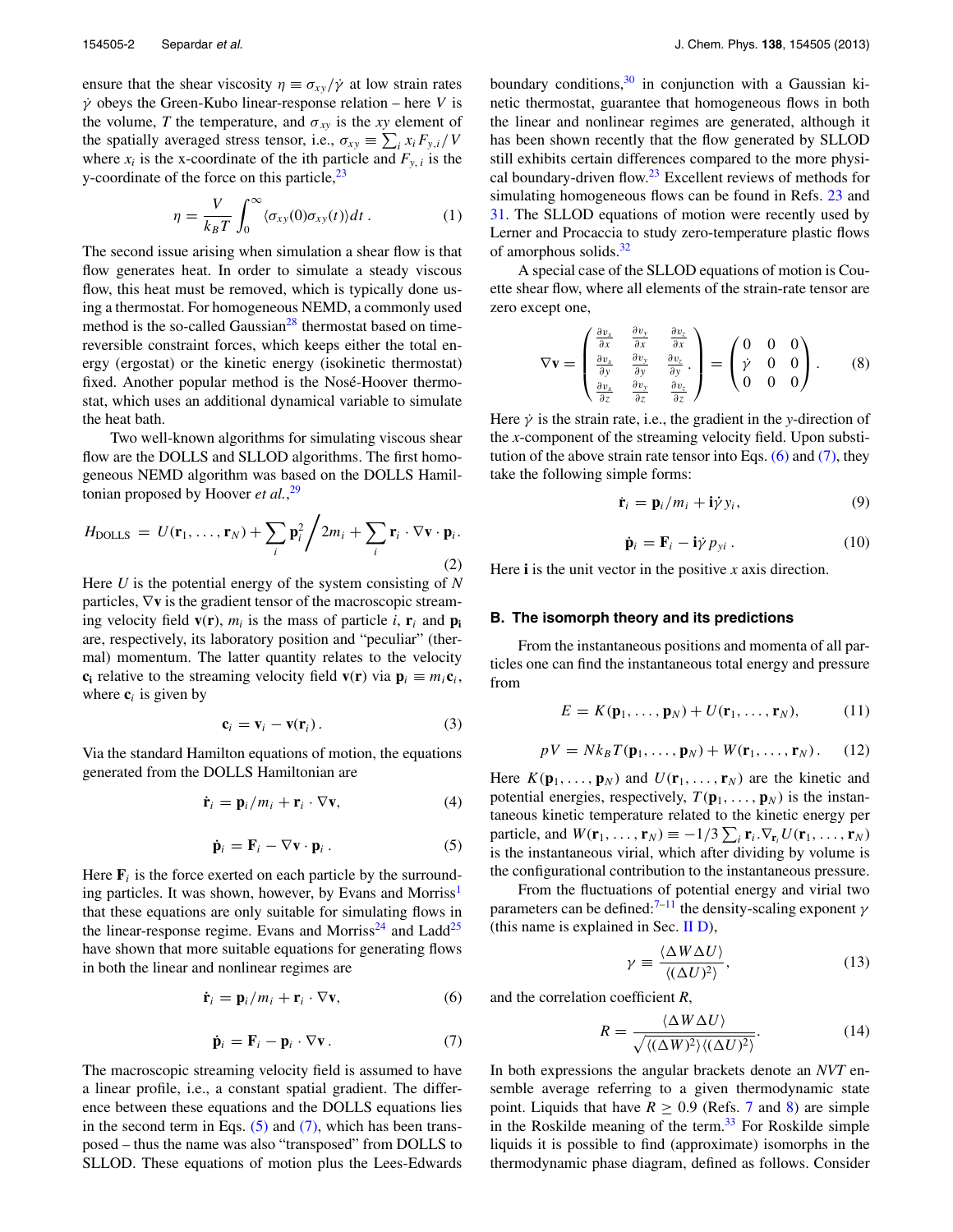ensure that the shear viscosity $\eta \equiv \sigma_{xy}/\dot{\gamma}$ at low strain rates $\dot{\gamma}$ obeys the Green-Kubo linear-response relation – here $V$ is the volume, $T$ the temperature, and $\sigma_{xy}$ is the $xy$ element of the spatially averaged stress tensor, i.e., $\sigma_{xy} \equiv \sum_i x_i F_{y,i}/V$ where $x_i$ is the x-coordinate of the ith particle and $F_{y,i}$ is the y-coordinate of the force on this particle,[23]

$$\eta = \frac{V}{k_B T}\int_0^\infty \langle \sigma_{xy}(0)\sigma_{xy}(t)\rangle dt\,. \tag{1}$$

The second issue arising when simulation a shear flow is that flow generates heat. In order to simulate a steady viscous flow, this heat must be removed, which is typically done using a thermostat. For homogeneous NEMD, a commonly used method is the so-called Gaussian[28] thermostat based on time-reversible constraint forces, which keeps either the total energy (ergostat) or the kinetic energy (isokinetic thermostat) fixed. Another popular method is the Nosé-Hoover thermostat, which uses an additional dynamical variable to simulate the heat bath.

Two well-known algorithms for simulating viscous shear flow are the DOLLS and SLLOD algorithms. The first homogeneous NEMD algorithm was based on the DOLLS Hamiltonian proposed by Hoover *et al.*,[29]

$$H_{\text{DOLLS}} = U(\mathbf{r}_1,\ldots,\mathbf{r}_N) + \sum_i \mathbf{p}_i^2\Big/2m_i + \sum_i \mathbf{r}_i\cdot\nabla\mathbf{v}\cdot\mathbf{p}_i. \tag{2}$$

Here $U$ is the potential energy of the system consisting of $N$ particles, $\nabla\mathbf{v}$ is the gradient tensor of the macroscopic streaming velocity field $\mathbf{v}(\mathbf{r})$, $m_i$ is the mass of particle $i$, $\mathbf{r}_i$ and $\mathbf{p}_i$ are, respectively, its laboratory position and "peculiar" (thermal) momentum. The latter quantity relates to the velocity $\mathbf{c}_i$ relative to the streaming velocity field $\mathbf{v}(\mathbf{r})$ via $\mathbf{p}_i \equiv m_i\mathbf{c}_i$, where $\mathbf{c}_i$ is given by

$$\mathbf{c}_i = \mathbf{v}_i - \mathbf{v}(\mathbf{r}_i)\,. \tag{3}$$

Via the standard Hamilton equations of motion, the equations generated from the DOLLS Hamiltonian are

$$\dot{\mathbf{r}}_i = \mathbf{p}_i/m_i + \mathbf{r}_i\cdot\nabla\mathbf{v}, \tag{4}$$

$$\dot{\mathbf{p}}_i = \mathbf{F}_i - \nabla\mathbf{v}\cdot\mathbf{p}_i\,. \tag{5}$$

Here $\mathbf{F}_i$ is the force exerted on each particle by the surrounding particles. It was shown, however, by Evans and Morriss[1] that these equations are only suitable for simulating flows in the linear-response regime. Evans and Morriss[24] and Ladd[25] have shown that more suitable equations for generating flows in both the linear and nonlinear regimes are

$$\dot{\mathbf{r}}_i = \mathbf{p}_i/m_i + \mathbf{r}_i\cdot\nabla\mathbf{v}, \tag{6}$$

$$\dot{\mathbf{p}}_i = \mathbf{F}_i - \mathbf{p}_i\cdot\nabla\mathbf{v}\,. \tag{7}$$

The macroscopic streaming velocity field is assumed to have a linear profile, i.e., a constant spatial gradient. The difference between these equations and the DOLLS equations lies in the second term in Eqs. (5) and (7), which has been transposed – thus the name was also "transposed" from DOLLS to SLLOD. These equations of motion plus the Lees-Edwards boundary conditions,[30] in conjunction with a Gaussian kinetic thermostat, guarantee that homogeneous flows in both the linear and nonlinear regimes are generated, although it has been shown recently that the flow generated by SLLOD still exhibits certain differences compared to the more physical boundary-driven flow.[23] Excellent reviews of methods for simulating homogeneous flows can be found in Refs. 23 and 31. The SLLOD equations of motion were recently used by Lerner and Procaccia to study zero-temperature plastic flows of amorphous solids.[32]

A special case of the SLLOD equations of motion is Couette shear flow, where all elements of the strain-rate tensor are zero except one,

$$\nabla\mathbf{v} = \begin{pmatrix} \frac{\partial v_x}{\partial x} & \frac{\partial v_y}{\partial x} & \frac{\partial v_z}{\partial x} \\ \frac{\partial v_x}{\partial y} & \frac{\partial v_y}{\partial y} & \frac{\partial v_z}{\partial y} \\ \frac{\partial v_x}{\partial z} & \frac{\partial v_y}{\partial z} & \frac{\partial v_z}{\partial z} \end{pmatrix} = \begin{pmatrix} 0 & 0 & 0 \\ \dot{\gamma} & 0 & 0 \\ 0 & 0 & 0 \end{pmatrix}. \tag{8}$$

Here $\dot{\gamma}$ is the strain rate, i.e., the gradient in the $y$-direction of the $x$-component of the streaming velocity field. Upon substitution of the above strain rate tensor into Eqs. (6) and (7), they take the following simple forms:

$$\dot{\mathbf{r}}_i = \mathbf{p}_i/m_i + \mathbf{i}\dot{\gamma}y_i, \tag{9}$$

$$\dot{\mathbf{p}}_i = \mathbf{F}_i - \mathbf{i}\dot{\gamma}p_{yi}\,. \tag{10}$$

Here $\mathbf{i}$ is the unit vector in the positive $x$ axis direction.

### B. The isomorph theory and its predictions

From the instantaneous positions and momenta of all particles one can find the instantaneous total energy and pressure from

$$E = K(\mathbf{p}_1,\ldots,\mathbf{p}_N) + U(\mathbf{r}_1,\ldots,\mathbf{r}_N), \tag{11}$$

$$pV = Nk_BT(\mathbf{p}_1,\ldots,\mathbf{p}_N) + W(\mathbf{r}_1,\ldots,\mathbf{r}_N)\,. \tag{12}$$

Here $K(\mathbf{p}_1,\ldots,\mathbf{p}_N)$ and $U(\mathbf{r}_1,\ldots,\mathbf{r}_N)$ are the kinetic and potential energies, respectively, $T(\mathbf{p}_1,\ldots,\mathbf{p}_N)$ is the instantaneous kinetic temperature related to the kinetic energy per particle, and $W(\mathbf{r}_1,\ldots,\mathbf{r}_N) \equiv -1/3\sum_i \mathbf{r}_i.\nabla_{\mathbf{r}_i}U(\mathbf{r}_1,\ldots,\mathbf{r}_N)$ is the instantaneous virial, which after dividing by volume is the configurational contribution to the instantaneous pressure.

From the fluctuations of potential energy and virial two parameters can be defined:[7–11] the density-scaling exponent $\gamma$ (this name is explained in Sec. II D),

$$\gamma \equiv \frac{\langle\Delta W\Delta U\rangle}{\langle(\Delta U)^2\rangle}, \tag{13}$$

and the correlation coefficient $R$,

$$R = \frac{\langle\Delta W\Delta U\rangle}{\sqrt{\langle(\Delta W)^2\rangle\langle(\Delta U)^2\rangle}}. \tag{14}$$

In both expressions the angular brackets denote an *NVT* ensemble average referring to a given thermodynamic state point. Liquids that have $R \geq 0.9$ (Refs. 7 and 8) are simple in the Roskilde meaning of the term.[33] For Roskilde simple liquids it is possible to find (approximate) isomorphs in the thermodynamic phase diagram, defined as follows. Consider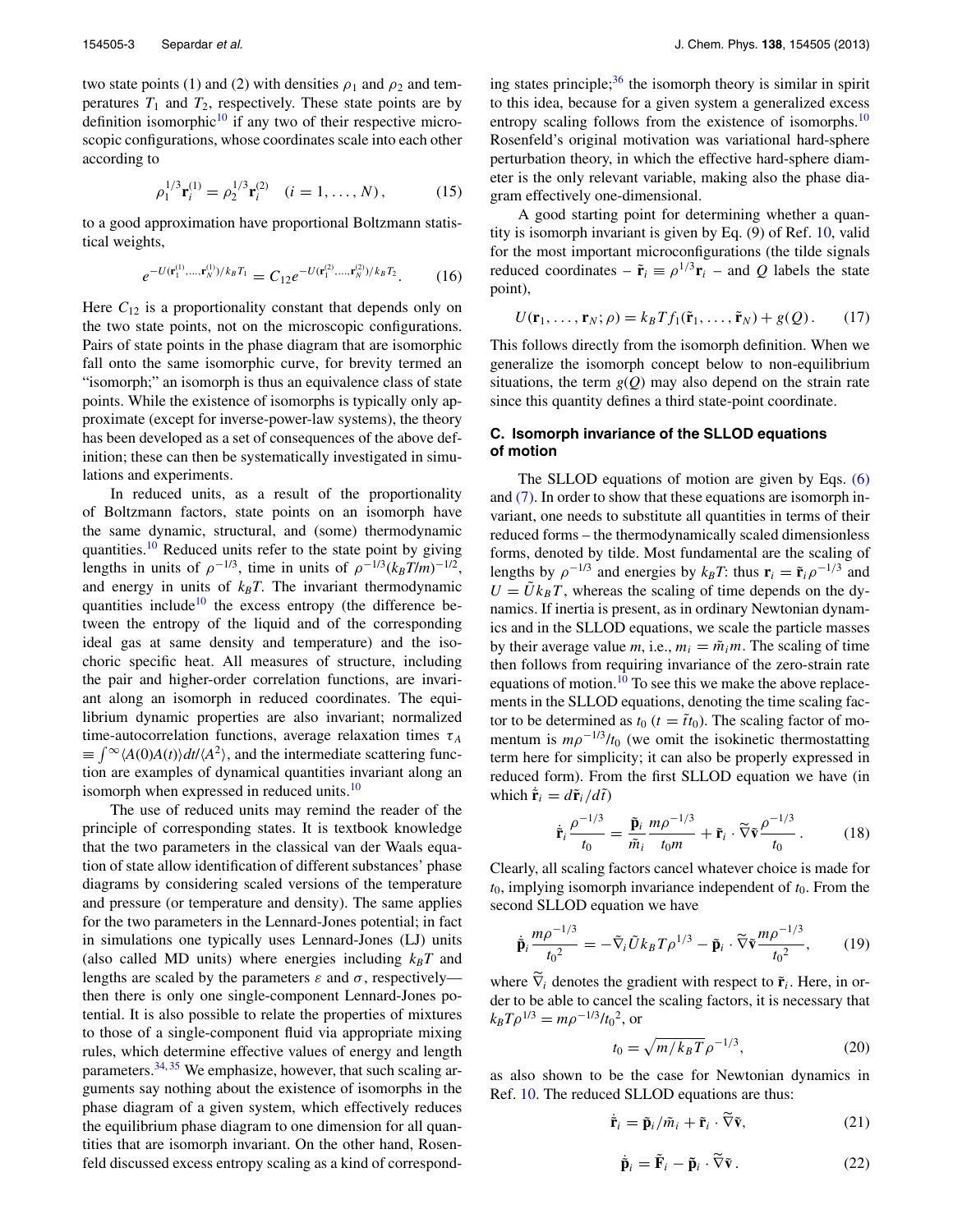two state points (1) and (2) with densities $\rho_1$ and $\rho_2$ and temperatures $T_1$ and $T_2$, respectively. These state points are by definition isomorphic[10] if any two of their respective microscopic configurations, whose coordinates scale into each other according to

$$\rho_1^{1/3}\mathbf{r}_i^{(1)} = \rho_2^{1/3}\mathbf{r}_i^{(2)} \quad (i = 1, \ldots, N), \tag{15}$$

to a good approximation have proportional Boltzmann statistical weights,

$$e^{-U(\mathbf{r}_1^{(1)},\ldots,\mathbf{r}_N^{(1)})/k_BT_1} = C_{12}e^{-U(\mathbf{r}_1^{(2)},\ldots,\mathbf{r}_N^{(2)})/k_BT_2}. \tag{16}$$

Here $C_{12}$ is a proportionality constant that depends only on the two state points, not on the microscopic configurations. Pairs of state points in the phase diagram that are isomorphic fall onto the same isomorphic curve, for brevity termed an "isomorph;" an isomorph is thus an equivalence class of state points. While the existence of isomorphs is typically only approximate (except for inverse-power-law systems), the theory has been developed as a set of consequences of the above definition; these can then be systematically investigated in simulations and experiments.

In reduced units, as a result of the proportionality of Boltzmann factors, state points on an isomorph have the same dynamic, structural, and (some) thermodynamic quantities.[10] Reduced units refer to the state point by giving lengths in units of $\rho^{-1/3}$, time in units of $\rho^{-1/3}(k_BT/m)^{-1/2}$, and energy in units of $k_BT$. The invariant thermodynamic quantities include[10] the excess entropy (the difference between the entropy of the liquid and of the corresponding ideal gas at same density and temperature) and the isochoric specific heat. All measures of structure, including the pair and higher-order correlation functions, are invariant along an isomorph in reduced coordinates. The equilibrium dynamic properties are also invariant; normalized time-autocorrelation functions, average relaxation times $\tau_A \equiv \int^{\infty}\langle A(0)A(t)\rangle dt/\langle A^2\rangle$, and the intermediate scattering function are examples of dynamical quantities invariant along an isomorph when expressed in reduced units.[10]

The use of reduced units may remind the reader of the principle of corresponding states. It is textbook knowledge that the two parameters in the classical van der Waals equation of state allow identification of different substances' phase diagrams by considering scaled versions of the temperature and pressure (or temperature and density). The same applies for the two parameters in the Lennard-Jones potential; in fact in simulations one typically uses Lennard-Jones (LJ) units (also called MD units) where energies including $k_BT$ and lengths are scaled by the parameters $\varepsilon$ and $\sigma$, respectively—then there is only one single-component Lennard-Jones potential. It is also possible to relate the properties of mixtures to those of a single-component fluid via appropriate mixing rules, which determine effective values of energy and length parameters.[34,35] We emphasize, however, that such scaling arguments say nothing about the existence of isomorphs in the phase diagram of a given system, which effectively reduces the equilibrium phase diagram to one dimension for all quantities that are isomorph invariant. On the other hand, Rosenfeld discussed excess entropy scaling as a kind of corresponding states principle;[36] the isomorph theory is similar in spirit to this idea, because for a given system a generalized excess entropy scaling follows from the existence of isomorphs.[10] Rosenfeld's original motivation was variational hard-sphere perturbation theory, in which the effective hard-sphere diameter is the only relevant variable, making also the phase diagram effectively one-dimensional.

A good starting point for determining whether a quantity is isomorph invariant is given by Eq. (9) of Ref. 10, valid for the most important microconfigurations (the tilde signals reduced coordinates – $\tilde{\mathbf{r}}_i \equiv \rho^{1/3}\mathbf{r}_i$ – and $Q$ labels the state point),

$$U(\mathbf{r}_1, \ldots, \mathbf{r}_N; \rho) = k_BTf_1(\tilde{\mathbf{r}}_1, \ldots, \tilde{\mathbf{r}}_N) + g(Q). \tag{17}$$

This follows directly from the isomorph definition. When we generalize the isomorph concept below to non-equilibrium situations, the term $g(Q)$ may also depend on the strain rate since this quantity defines a third state-point coordinate.

### C. Isomorph invariance of the SLLOD equations of motion

The SLLOD equations of motion are given by Eqs. (6) and (7). In order to show that these equations are isomorph invariant, one needs to substitute all quantities in terms of their reduced forms – the thermodynamically scaled dimensionless forms, denoted by tilde. Most fundamental are the scaling of lengths by $\rho^{-1/3}$ and energies by $k_BT$: thus $\mathbf{r}_i = \tilde{\mathbf{r}}_i\rho^{-1/3}$ and $U = \tilde{U}k_BT$, whereas the scaling of time depends on the dynamics. If inertia is present, as in ordinary Newtonian dynamics and in the SLLOD equations, we scale the particle masses by their average value $m$, i.e., $m_i = \tilde{m}_i m$. The scaling of time then follows from requiring invariance of the zero-strain rate equations of motion.[10] To see this we make the above replacements in the SLLOD equations, denoting the time scaling factor to be determined as $t_0$ ($t = \tilde{t}t_0$). The scaling factor of momentum is $m\rho^{-1/3}/t_0$ (we omit the isokinetic thermostatting term here for simplicity; it can also be properly expressed in reduced form). From the first SLLOD equation we have (in which $\dot{\tilde{\mathbf{r}}}_i = d\tilde{\mathbf{r}}_i/d\tilde{t}$)

$$\dot{\tilde{\mathbf{r}}}_i\frac{\rho^{-1/3}}{t_0} = \frac{\tilde{\mathbf{p}}_i}{\tilde{m}_i}\frac{m\rho^{-1/3}}{t_0 m} + \tilde{\mathbf{r}}_i\cdot\widetilde{\nabla}\tilde{\mathbf{v}}\frac{\rho^{-1/3}}{t_0}. \tag{18}$$

Clearly, all scaling factors cancel whatever choice is made for $t_0$, implying isomorph invariance independent of $t_0$. From the second SLLOD equation we have

$$\dot{\tilde{\mathbf{p}}}_i\frac{m\rho^{-1/3}}{{t_0}^2} = -\tilde{\nabla}_i\tilde{U}k_BT\rho^{1/3} - \tilde{\mathbf{p}}_i\cdot\widetilde{\nabla}\tilde{\mathbf{v}}\frac{m\rho^{-1/3}}{{t_0}^2}, \tag{19}$$

where $\tilde{\nabla}_i$ denotes the gradient with respect to $\tilde{\mathbf{r}}_i$. Here, in order to be able to cancel the scaling factors, it is necessary that $k_BT\rho^{1/3} = m\rho^{-1/3}/{t_0}^2$, or

$$t_0 = \sqrt{m/k_BT}\,\rho^{-1/3}, \tag{20}$$

as also shown to be the case for Newtonian dynamics in Ref. 10. The reduced SLLOD equations are thus:

$$\dot{\tilde{\mathbf{r}}}_i = \tilde{\mathbf{p}}_i/\tilde{m}_i + \tilde{\mathbf{r}}_i\cdot\widetilde{\nabla}\tilde{\mathbf{v}}, \tag{21}$$

$$\dot{\tilde{\mathbf{p}}}_i = \tilde{\mathbf{F}}_i - \tilde{\mathbf{p}}_i\cdot\widetilde{\nabla}\tilde{\mathbf{v}}. \tag{22}$$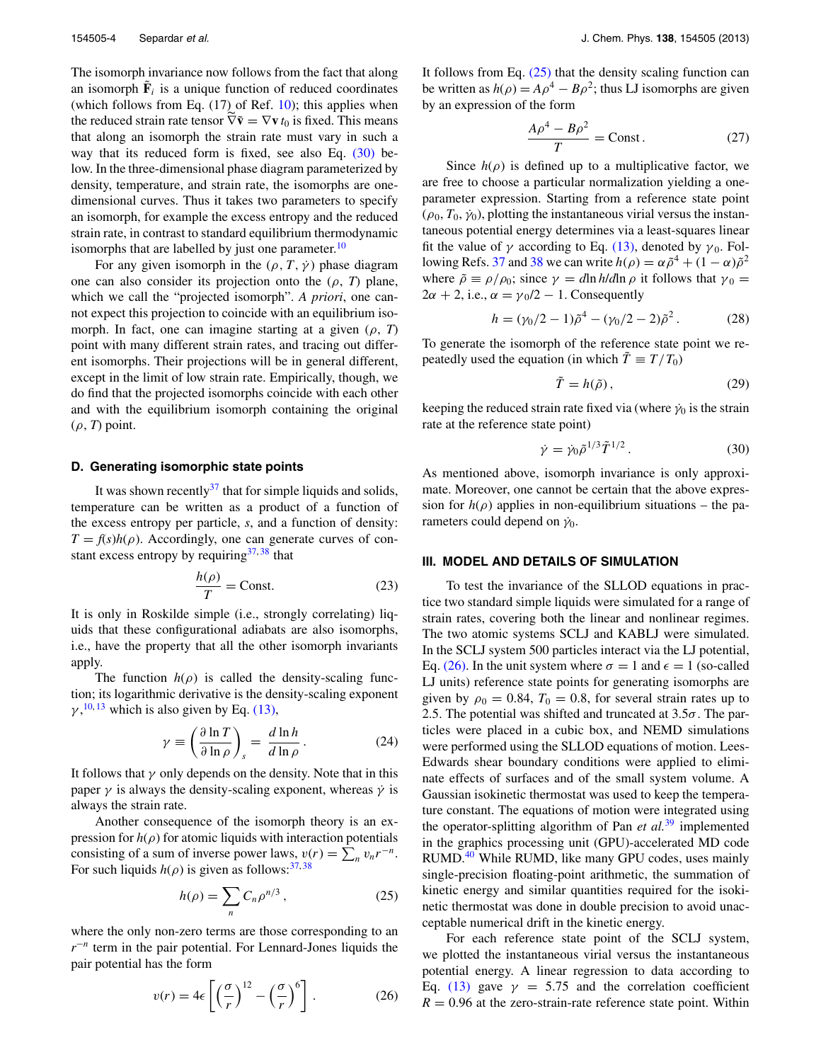The isomorph invariance now follows from the fact that along an isomorph $\tilde{\mathbf{F}}_i$ is a unique function of reduced coordinates (which follows from Eq. (17) of Ref. 10); this applies when the reduced strain rate tensor $\widetilde{\nabla}\tilde{\mathbf{v}} = \nabla \mathbf{v}\, t_0$ is fixed. This means that along an isomorph the strain rate must vary in such a way that its reduced form is fixed, see also Eq. (30) below. In the three-dimensional phase diagram parameterized by density, temperature, and strain rate, the isomorphs are one-dimensional curves. Thus it takes two parameters to specify an isomorph, for example the excess entropy and the reduced strain rate, in contrast to standard equilibrium thermodynamic isomorphs that are labelled by just one parameter.[10]

For any given isomorph in the $(\rho, T, \dot{\gamma})$ phase diagram one can also consider its projection onto the $(\rho, T)$ plane, which we call the "projected isomorph". *A priori*, one cannot expect this projection to coincide with an equilibrium isomorph. In fact, one can imagine starting at a given $(\rho, T)$ point with many different strain rates, and tracing out different isomorphs. Their projections will be in general different, except in the limit of low strain rate. Empirically, though, we do find that the projected isomorphs coincide with each other and with the equilibrium isomorph containing the original $(\rho, T)$ point.

### D. Generating isomorphic state points

It was shown recently[37] that for simple liquids and solids, temperature can be written as a product of a function of the excess entropy per particle, $s$, and a function of density: $T = f(s)h(\rho)$. Accordingly, one can generate curves of constant excess entropy by requiring[37,38] that

$$\frac{h(\rho)}{T} = \text{Const.} \tag{23}$$

It is only in Roskilde simple (i.e., strongly correlating) liquids that these configurational adiabats are also isomorphs, i.e., have the property that all the other isomorph invariants apply.

The function $h(\rho)$ is called the density-scaling function; its logarithmic derivative is the density-scaling exponent $\gamma$,[10,13] which is also given by Eq. (13),

$$\gamma \equiv \left(\frac{\partial \ln T}{\partial \ln \rho}\right)_s = \frac{d \ln h}{d \ln \rho} . \tag{24}$$

It follows that $\gamma$ only depends on the density. Note that in this paper $\gamma$ is always the density-scaling exponent, whereas $\dot{\gamma}$ is always the strain rate.

Another consequence of the isomorph theory is an expression for $h(\rho)$ for atomic liquids with interaction potentials consisting of a sum of inverse power laws, $v(r) = \sum_n v_n r^{-n}$. For such liquids $h(\rho)$ is given as follows:[37,38]

$$h(\rho) = \sum_n C_n \rho^{n/3} , \tag{25}$$

where the only non-zero terms are those corresponding to an $r^{-n}$ term in the pair potential. For Lennard-Jones liquids the pair potential has the form

$$v(r) = 4\epsilon \left[ \left(\frac{\sigma}{r}\right)^{12} - \left(\frac{\sigma}{r}\right)^{6} \right] . \tag{26}$$

It follows from Eq. (25) that the density scaling function can be written as $h(\rho) = A\rho^4 - B\rho^2$; thus LJ isomorphs are given by an expression of the form

$$\frac{A\rho^4 - B\rho^2}{T} = \text{Const} . \tag{27}$$

Since $h(\rho)$ is defined up to a multiplicative factor, we are free to choose a particular normalization yielding a one-parameter expression. Starting from a reference state point $(\rho_0, T_0, \dot{\gamma}_0)$, plotting the instantaneous virial versus the instantaneous potential energy determines via a least-squares linear fit the value of $\gamma$ according to Eq. (13), denoted by $\gamma_0$. Following Refs. 37 and 38 we can write $h(\rho) = \alpha\tilde{\rho}^4 + (1-\alpha)\tilde{\rho}^2$ where $\tilde{\rho} \equiv \rho/\rho_0$; since $\gamma = d\ln h/d\ln \rho$ it follows that $\gamma_0 = 2\alpha + 2$, i.e., $\alpha = \gamma_0/2 - 1$. Consequently

$$h = (\gamma_0/2 - 1)\tilde{\rho}^4 - (\gamma_0/2 - 2)\tilde{\rho}^2 . \tag{28}$$

To generate the isomorph of the reference state point we repeatedly used the equation (in which $\tilde{T} \equiv T/T_0$)

$$\tilde{T} = h(\tilde{\rho}) , \tag{29}$$

keeping the reduced strain rate fixed via (where $\dot{\gamma}_0$ is the strain rate at the reference state point)

$$\dot{\gamma} = \dot{\gamma}_0 \tilde{\rho}^{1/3} \tilde{T}^{1/2} . \tag{30}$$

As mentioned above, isomorph invariance is only approximate. Moreover, one cannot be certain that the above expression for $h(\rho)$ applies in non-equilibrium situations – the parameters could depend on $\dot{\gamma}_0$.

## III. MODEL AND DETAILS OF SIMULATION

To test the invariance of the SLLOD equations in practice two standard simple liquids were simulated for a range of strain rates, covering both the linear and nonlinear regimes. The two atomic systems SCLJ and KABLJ were simulated. In the SCLJ system 500 particles interact via the LJ potential, Eq. (26). In the unit system where $\sigma = 1$ and $\epsilon = 1$ (so-called LJ units) reference state points for generating isomorphs are given by $\rho_0 = 0.84$, $T_0 = 0.8$, for several strain rates up to 2.5. The potential was shifted and truncated at $3.5\sigma$. The particles were placed in a cubic box, and NEMD simulations were performed using the SLLOD equations of motion. Lees-Edwards shear boundary conditions were applied to eliminate effects of surfaces and of the small system volume. A Gaussian isokinetic thermostat was used to keep the temperature constant. The equations of motion were integrated using the operator-splitting algorithm of Pan *et al.*[39] implemented in the graphics processing unit (GPU)-accelerated MD code RUMD.[40] While RUMD, like many GPU codes, uses mainly single-precision floating-point arithmetic, the summation of kinetic energy and similar quantities required for the isokinetic thermostat was done in double precision to avoid unacceptable numerical drift in the kinetic energy.

For each reference state point of the SCLJ system, we plotted the instantaneous virial versus the instantaneous potential energy. A linear regression to data according to Eq. (13) gave $\gamma = 5.75$ and the correlation coefficient $R = 0.96$ at the zero-strain-rate reference state point. Within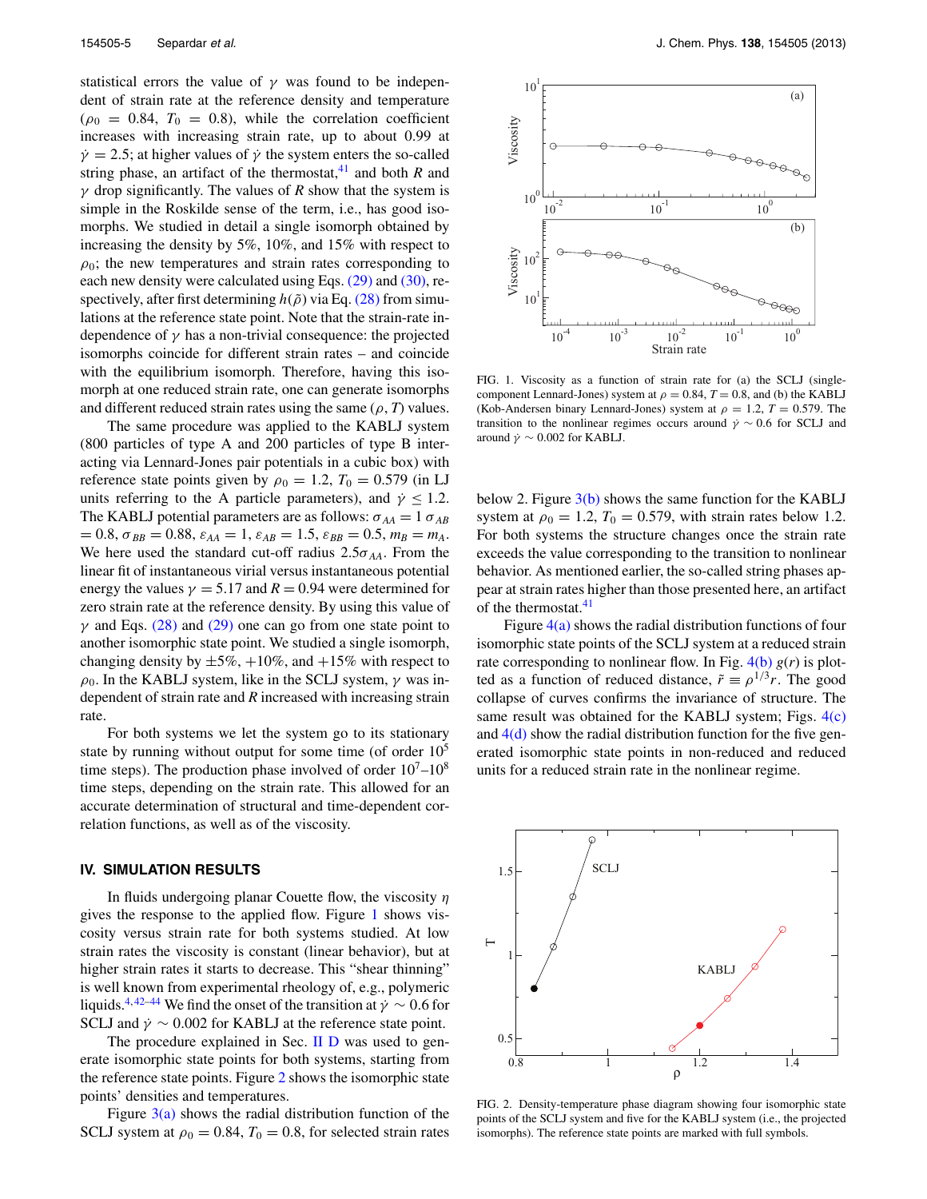statistical errors the value of $\gamma$ was found to be independent of strain rate at the reference density and temperature ($\rho_0 = 0.84$, $T_0 = 0.8$), while the correlation coefficient increases with increasing strain rate, up to about 0.99 at $\dot{\gamma} = 2.5$; at higher values of $\dot{\gamma}$ the system enters the so-called string phase, an artifact of the thermostat,[41] and both $R$ and $\gamma$ drop significantly. The values of $R$ show that the system is simple in the Roskilde sense of the term, i.e., has good isomorphs. We studied in detail a single isomorph obtained by increasing the density by 5%, 10%, and 15% with respect to $\rho_0$; the new temperatures and strain rates corresponding to each new density were calculated using Eqs. (29) and (30), respectively, after first determining $h(\tilde{\rho})$ via Eq. (28) from simulations at the reference state point. Note that the strain-rate independence of $\gamma$ has a non-trivial consequence: the projected isomorphs coincide for different strain rates – and coincide with the equilibrium isomorph. Therefore, having this isomorph at one reduced strain rate, one can generate isomorphs and different reduced strain rates using the same $(\rho, T)$ values.

The same procedure was applied to the KABLJ system (800 particles of type A and 200 particles of type B interacting via Lennard-Jones pair potentials in a cubic box) with reference state points given by $\rho_0 = 1.2$, $T_0 = 0.579$ (in LJ units referring to the A particle parameters), and $\dot{\gamma} \leq 1.2$. The KABLJ potential parameters are as follows: $\sigma_{AA} = 1\ \sigma_{AB} = 0.8$, $\sigma_{BB} = 0.88$, $\varepsilon_{AA} = 1$, $\varepsilon_{AB} = 1.5$, $\varepsilon_{BB} = 0.5$, $m_B = m_A$. We here used the standard cut-off radius $2.5\sigma_{AA}$. From the linear fit of instantaneous virial versus instantaneous potential energy the values $\gamma = 5.17$ and $R = 0.94$ were determined for zero strain rate at the reference density. By using this value of $\gamma$ and Eqs. (28) and (29) one can go from one state point to another isomorphic state point. We studied a single isomorph, changing density by $\pm 5\%$, $+10\%$, and $+15\%$ with respect to $\rho_0$. In the KABLJ system, like in the SCLJ system, $\gamma$ was independent of strain rate and $R$ increased with increasing strain rate.

For both systems we let the system go to its stationary state by running without output for some time (of order $10^5$ time steps). The production phase involved of order $10^7$–$10^8$ time steps, depending on the strain rate. This allowed for an accurate determination of structural and time-dependent correlation functions, as well as of the viscosity.

## IV. SIMULATION RESULTS

In fluids undergoing planar Couette flow, the viscosity $\eta$ gives the response to the applied flow. Figure 1 shows viscosity versus strain rate for both systems studied. At low strain rates the viscosity is constant (linear behavior), but at higher strain rates it starts to decrease. This "shear thinning" is well known from experimental rheology of, e.g., polymeric liquids.[4,42–44] We find the onset of the transition at $\dot{\gamma} \sim 0.6$ for SCLJ and $\dot{\gamma} \sim 0.002$ for KABLJ at the reference state point.

The procedure explained in Sec. II D was used to generate isomorphic state points for both systems, starting from the reference state points. Figure 2 shows the isomorphic state points' densities and temperatures.

Figure 3(a) shows the radial distribution function of the SCLJ system at $\rho_0 = 0.84$, $T_0 = 0.8$, for selected strain rates below 2. Figure 3(b) shows the same function for the KABLJ system at $\rho_0 = 1.2$, $T_0 = 0.579$, with strain rates below 1.2. For both systems the structure changes once the strain rate exceeds the value corresponding to the transition to nonlinear behavior. As mentioned earlier, the so-called string phases appear at strain rates higher than those presented here, an artifact of the thermostat.[41]

Figure 4(a) shows the radial distribution functions of four isomorphic state points of the SCLJ system at a reduced strain rate corresponding to nonlinear flow. In Fig. 4(b) $g(r)$ is plotted as a function of reduced distance, $\tilde{r} \equiv \rho^{1/3} r$. The good collapse of curves confirms the invariance of structure. The same result was obtained for the KABLJ system; Figs. 4(c) and 4(d) show the radial distribution function for the five generated isomorphic state points in non-reduced and reduced units for a reduced strain rate in the nonlinear regime.

FIG. 1. Viscosity as a function of strain rate for (a) the SCLJ (single-component Lennard-Jones) system at $\rho = 0.84$, $T = 0.8$, and (b) the KABLJ (Kob-Andersen binary Lennard-Jones) system at $\rho = 1.2$, $T = 0.579$. The transition to the nonlinear regimes occurs around $\dot{\gamma} \sim 0.6$ for SCLJ and around $\dot{\gamma} \sim 0.002$ for KABLJ.

FIG. 2. Density-temperature phase diagram showing four isomorphic state points of the SCLJ system and five for the KABLJ system (i.e., the projected isomorphs). The reference state points are marked with full symbols.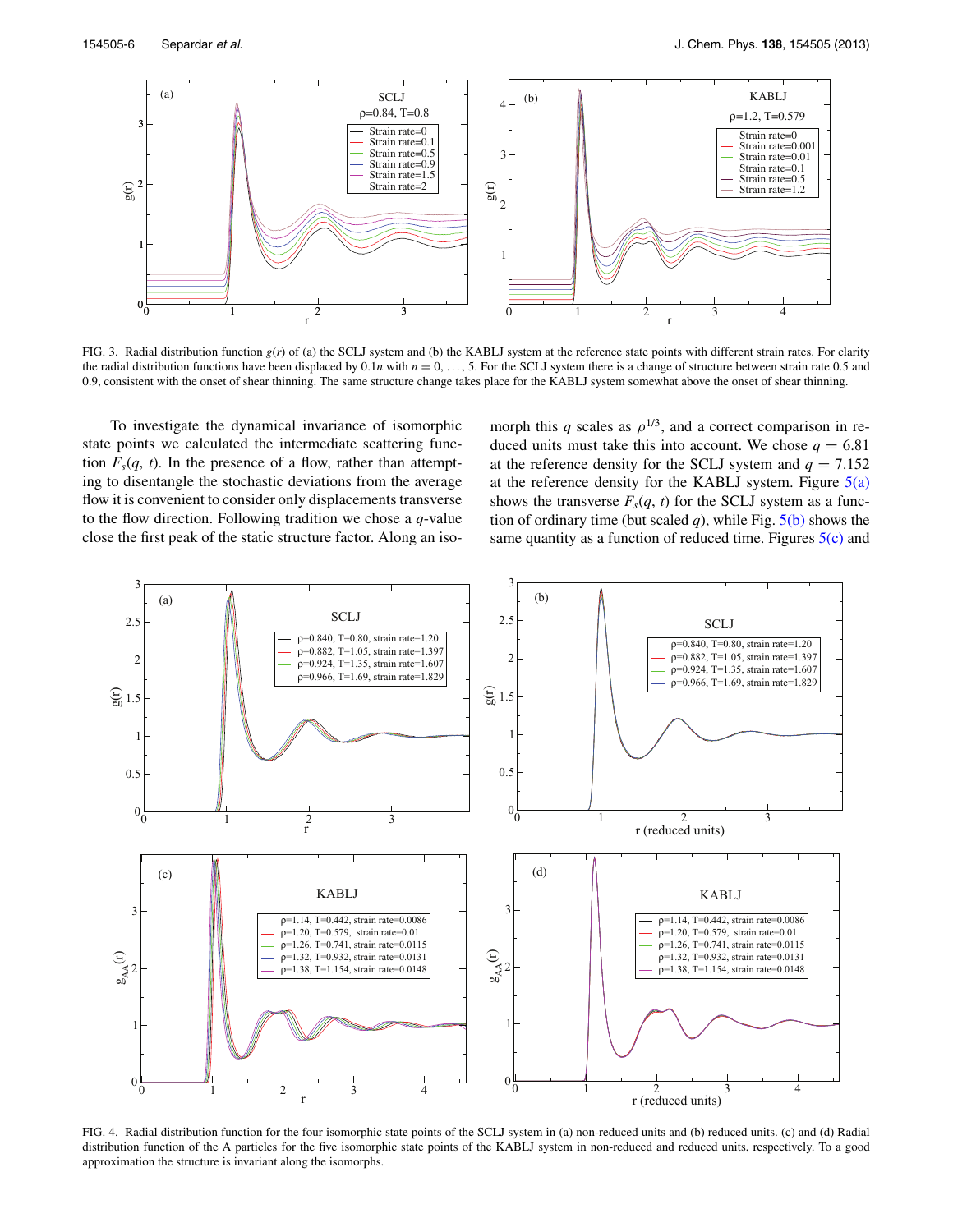FIG. 3. Radial distribution function $g(r)$ of (a) the SCLJ system and (b) the KABLJ system at the reference state points with different strain rates. For clarity the radial distribution functions have been displaced by $0.1n$ with $n = 0, \ldots, 5$. For the SCLJ system there is a change of structure between strain rate 0.5 and 0.9, consistent with the onset of shear thinning. The same structure change takes place for the KABLJ system somewhat above the onset of shear thinning.

To investigate the dynamical invariance of isomorphic state points we calculated the intermediate scattering function $F_s(q, t)$. In the presence of a flow, rather than attempting to disentangle the stochastic deviations from the average flow it is convenient to consider only displacements transverse to the flow direction. Following tradition we chose a $q$-value close the first peak of the static structure factor. Along an isomorph this $q$ scales as $\rho^{1/3}$, and a correct comparison in reduced units must take this into account. We chose $q = 6.81$ at the reference density for the SCLJ system and $q = 7.152$ at the reference density for the KABLJ system. Figure 5(a) shows the transverse $F_s(q, t)$ for the SCLJ system as a function of ordinary time (but scaled $q$), while Fig. 5(b) shows the same quantity as a function of reduced time. Figures 5(c) and

FIG. 4. Radial distribution function for the four isomorphic state points of the SCLJ system in (a) non-reduced units and (b) reduced units. (c) and (d) Radial distribution function of the A particles for the five isomorphic state points of the KABLJ system in non-reduced and reduced units, respectively. To a good approximation the structure is invariant along the isomorphs.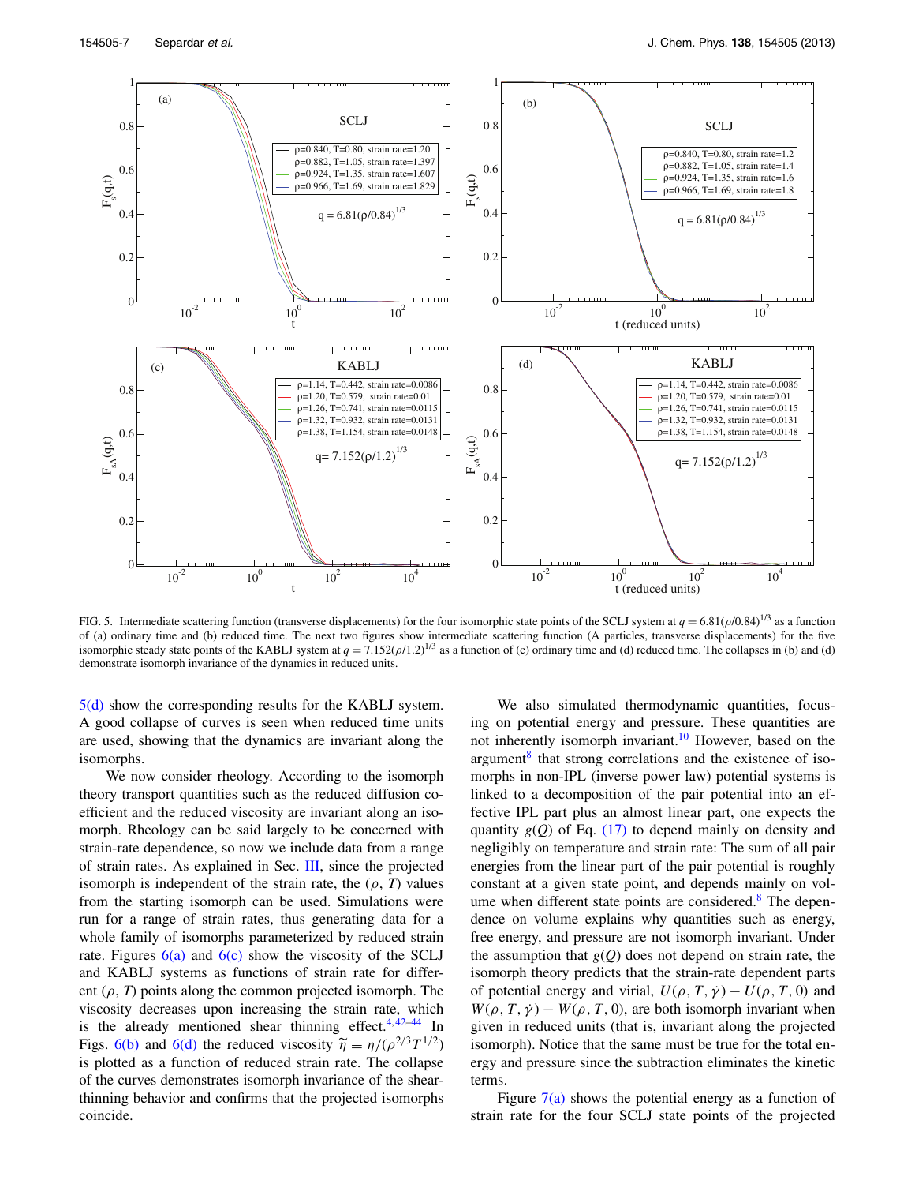FIG. 5. Intermediate scattering function (transverse displacements) for the four isomorphic state points of the SCLJ system at $q = 6.81(\rho/0.84)^{1/3}$ as a function of (a) ordinary time and (b) reduced time. The next two figures show intermediate scattering function (A particles, transverse displacements) for the five isomorphic steady state points of the KABLJ system at $q = 7.152(\rho/1.2)^{1/3}$ as a function of (c) ordinary time and (d) reduced time. The collapses in (b) and (d) demonstrate isomorph invariance of the dynamics in reduced units.

5(d) show the corresponding results for the KABLJ system. A good collapse of curves is seen when reduced time units are used, showing that the dynamics are invariant along the isomorphs.

We now consider rheology. According to the isomorph theory transport quantities such as the reduced diffusion coefficient and the reduced viscosity are invariant along an isomorph. Rheology can be said largely to be concerned with strain-rate dependence, so now we include data from a range of strain rates. As explained in Sec. III, since the projected isomorph is independent of the strain rate, the ($\rho$, $T$) values from the starting isomorph can be used. Simulations were run for a range of strain rates, thus generating data for a whole family of isomorphs parameterized by reduced strain rate. Figures 6(a) and 6(c) show the viscosity of the SCLJ and KABLJ systems as functions of strain rate for different ($\rho$, $T$) points along the common projected isomorph. The viscosity decreases upon increasing the strain rate, which is the already mentioned shear thinning effect.[4,42–44] In Figs. 6(b) and 6(d) the reduced viscosity $\tilde{\eta} \equiv \eta/(\rho^{2/3}T^{1/2})$ is plotted as a function of reduced strain rate. The collapse of the curves demonstrates isomorph invariance of the shear-thinning behavior and confirms that the projected isomorphs coincide.

We also simulated thermodynamic quantities, focusing on potential energy and pressure. These quantities are not inherently isomorph invariant.[10] However, based on the argument[8] that strong correlations and the existence of isomorphs in non-IPL (inverse power law) potential systems is linked to a decomposition of the pair potential into an effective IPL part plus an almost linear part, one expects the quantity $g(Q)$ of Eq. (17) to depend mainly on density and negligibly on temperature and strain rate: The sum of all pair energies from the linear part of the pair potential is roughly constant at a given state point, and depends mainly on volume when different state points are considered.[8] The dependence on volume explains why quantities such as energy, free energy, and pressure are not isomorph invariant. Under the assumption that $g(Q)$ does not depend on strain rate, the isomorph theory predicts that the strain-rate dependent parts of potential energy and virial, $U(\rho, T, \dot{\gamma}) - U(\rho, T, 0)$ and $W(\rho, T, \dot{\gamma}) - W(\rho, T, 0)$, are both isomorph invariant when given in reduced units (that is, invariant along the projected isomorph). Notice that the same must be true for the total energy and pressure since the subtraction eliminates the kinetic terms.

Figure 7(a) shows the potential energy as a function of strain rate for the four SCLJ state points of the projected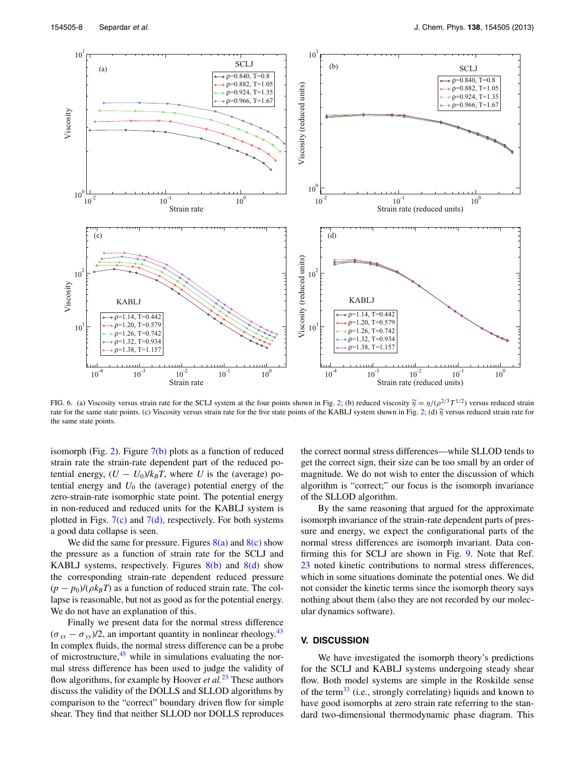FIG. 6. (a) Viscosity versus strain rate for the SCLJ system at the four points shown in Fig. 2; (b) reduced viscosity $\tilde{\eta} = \eta/(\rho^{2/3}T^{1/2})$ versus reduced strain rate for the same state points. (c) Viscosity versus strain rate for the five state points of the KABLJ system shown in Fig. 2; (d) $\tilde{\eta}$ versus reduced strain rate for the same state points.

isomorph (Fig. 2). Figure 7(b) plots as a function of reduced strain rate the strain-rate dependent part of the reduced potential energy, $(U - U_0)/k_BT$, where $U$ is the (average) potential energy and $U_0$ the (average) potential energy of the zero-strain-rate isomorphic state point. The potential energy in non-reduced and reduced units for the KABLJ system is plotted in Figs. 7(c) and 7(d), respectively. For both systems a good data collapse is seen.

We did the same for pressure. Figures 8(a) and 8(c) show the pressure as a function of strain rate for the SCLJ and KABLJ systems, respectively. Figures 8(b) and 8(d) show the corresponding strain-rate dependent reduced pressure $(p - p_0)/(\rho k_BT)$ as a function of reduced strain rate. The collapse is reasonable, but not as good as for the potential energy. We do not have an explanation of this.

Finally we present data for the normal stress difference $(\sigma_{xx} - \sigma_{yy})/2$, an important quantity in nonlinear rheology.[43] In complex fluids, the normal stress difference can be a probe of microstructure,[45] while in simulations evaluating the normal stress difference has been used to judge the validity of flow algorithms, for example by Hoover *et al.*[23] These authors discuss the validity of the DOLLS and SLLOD algorithms by comparison to the "correct" boundary driven flow for simple shear. They find that neither SLLOD nor DOLLS reproduces the correct normal stress differences—while SLLOD tends to get the correct sign, their size can be too small by an order of magnitude. We do not wish to enter the discussion of which algorithm is "correct;" our focus is the isomorph invariance of the SLLOD algorithm.

By the same reasoning that argued for the approximate isomorph invariance of the strain-rate dependent parts of pressure and energy, we expect the configurational parts of the normal stress differences are isomorph invariant. Data confirming this for SCLJ are shown in Fig. 9. Note that Ref. 23 noted kinetic contributions to normal stress differences, which in some situations dominate the potential ones. We did not consider the kinetic terms since the isomorph theory says nothing about them (also they are not recorded by our molecular dynamics software).

## V. DISCUSSION

We have investigated the isomorph theory's predictions for the SCLJ and KABLJ systems undergoing steady shear flow. Both model systems are simple in the Roskilde sense of the term[33] (i.e., strongly correlating) liquids and known to have good isomorphs at zero strain rate referring to the standard two-dimensional thermodynamic phase diagram. This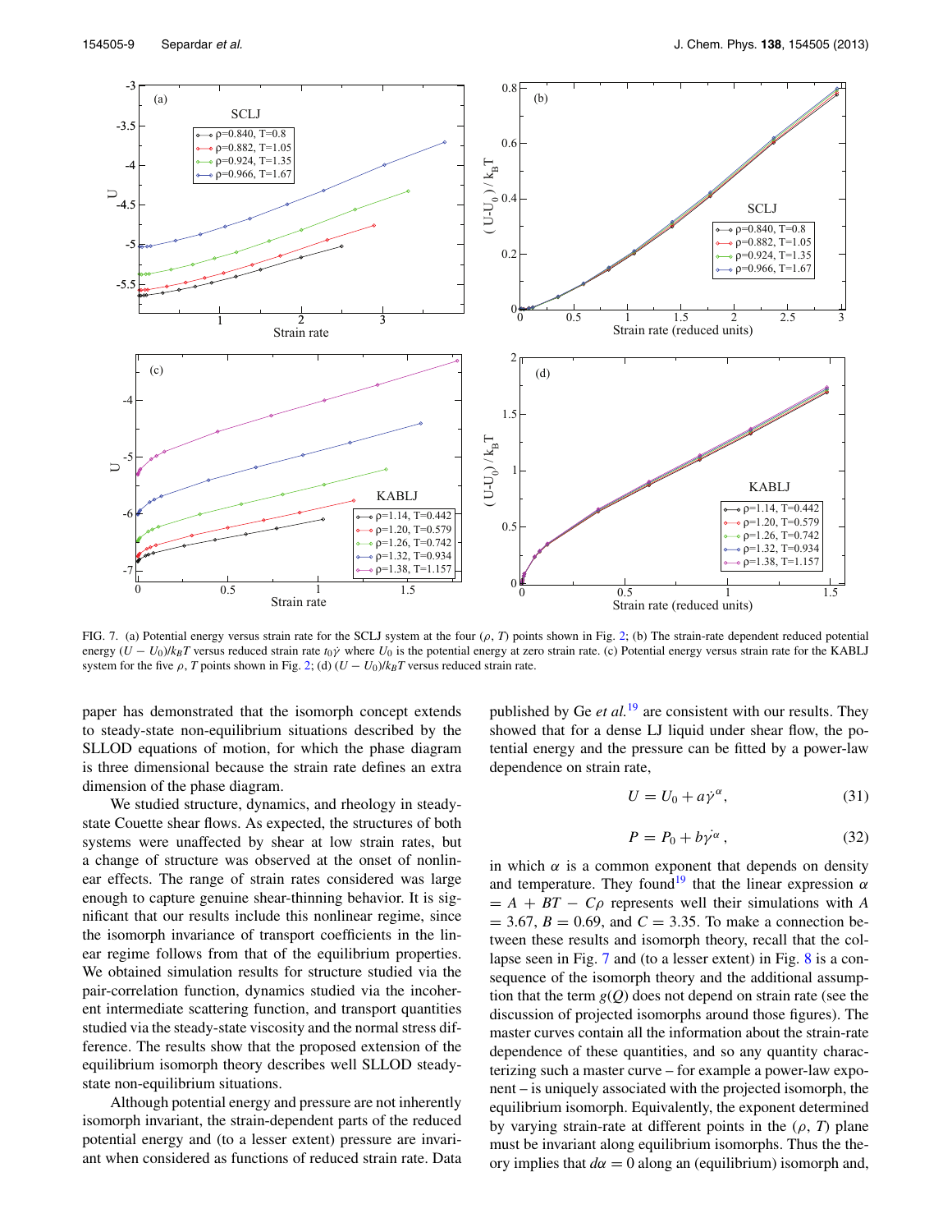FIG. 7. (a) Potential energy versus strain rate for the SCLJ system at the four ($\rho$, $T$) points shown in Fig. 2; (b) The strain-rate dependent reduced potential energy $(U - U_0)/k_BT$ versus reduced strain rate $t_0\dot{\gamma}$ where $U_0$ is the potential energy at zero strain rate. (c) Potential energy versus strain rate for the KABLJ system for the five $\rho$, $T$ points shown in Fig. 2; (d) $(U - U_0)/k_BT$ versus reduced strain rate.

paper has demonstrated that the isomorph concept extends to steady-state non-equilibrium situations described by the SLLOD equations of motion, for which the phase diagram is three dimensional because the strain rate defines an extra dimension of the phase diagram.

We studied structure, dynamics, and rheology in steady-state Couette shear flows. As expected, the structures of both systems were unaffected by shear at low strain rates, but a change of structure was observed at the onset of nonlinear effects. The range of strain rates considered was large enough to capture genuine shear-thinning behavior. It is significant that our results include this nonlinear regime, since the isomorph invariance of transport coefficients in the linear regime follows from that of the equilibrium properties. We obtained simulation results for structure studied via the pair-correlation function, dynamics studied via the incoherent intermediate scattering function, and transport quantities studied via the steady-state viscosity and the normal stress difference. The results show that the proposed extension of the equilibrium isomorph theory describes well SLLOD steady-state non-equilibrium situations.

Although potential energy and pressure are not inherently isomorph invariant, the strain-dependent parts of the reduced potential energy and (to a lesser extent) pressure are invariant when considered as functions of reduced strain rate. Data published by Ge *et al.*[19] are consistent with our results. They showed that for a dense LJ liquid under shear flow, the potential energy and the pressure can be fitted by a power-law dependence on strain rate,

$$U = U_0 + a\dot{\gamma}^{\alpha}, \tag{31}$$

$$P = P_0 + b\dot{\gamma}^{\alpha}, \tag{32}$$

in which $\alpha$ is a common exponent that depends on density and temperature. They found[19] that the linear expression $\alpha = A + BT - C\rho$ represents well their simulations with $A = 3.67$, $B = 0.69$, and $C = 3.35$. To make a connection between these results and isomorph theory, recall that the collapse seen in Fig. 7 and (to a lesser extent) in Fig. 8 is a consequence of the isomorph theory and the additional assumption that the term $g(Q)$ does not depend on strain rate (see the discussion of projected isomorphs around those figures). The master curves contain all the information about the strain-rate dependence of these quantities, and so any quantity characterizing such a master curve – for example a power-law exponent – is uniquely associated with the projected isomorph, the equilibrium isomorph. Equivalently, the exponent determined by varying strain-rate at different points in the ($\rho$, $T$) plane must be invariant along equilibrium isomorphs. Thus the theory implies that $d\alpha = 0$ along an (equilibrium) isomorph and,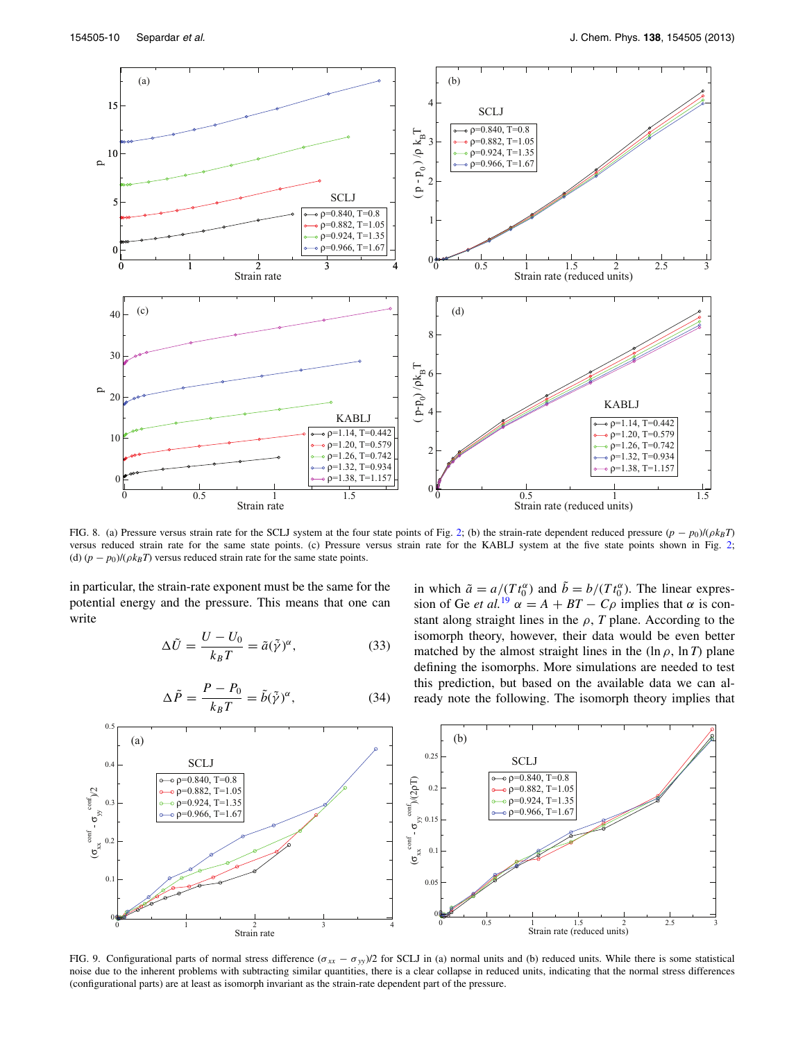FIG. 8. (a) Pressure versus strain rate for the SCLJ system at the four state points of Fig. 2; (b) the strain-rate dependent reduced pressure $(p - p_0)/(\rho k_B T)$ versus reduced strain rate for the same state points. (c) Pressure versus strain rate for the KABLJ system at the five state points shown in Fig. 2; (d) $(p - p_0)/(\rho k_B T)$ versus reduced strain rate for the same state points.

in particular, the strain-rate exponent must be the same for the potential energy and the pressure. This means that one can write

$$\Delta\tilde{U} = \frac{U - U_0}{k_B T} = \tilde{a}(\tilde{\dot{\gamma}})^{\alpha}, \tag{33}$$

$$\Delta\tilde{P} = \frac{P - P_0}{k_B T} = \tilde{b}(\tilde{\dot{\gamma}})^{\alpha}, \tag{34}$$

in which $\tilde{a} = a/(Tt_0^{\alpha})$ and $\tilde{b} = b/(Tt_0^{\alpha})$. The linear expression of Ge *et al.*[19] $\alpha = A + BT - C\rho$ implies that $\alpha$ is constant along straight lines in the $\rho$, $T$ plane. According to the isomorph theory, however, their data would be even better matched by the almost straight lines in the $(\ln\rho, \ln T)$ plane defining the isomorphs. More simulations are needed to test this prediction, but based on the available data we can already note the following. The isomorph theory implies that

FIG. 9. Configurational parts of normal stress difference $(\sigma_{xx} - \sigma_{yy})/2$ for SCLJ in (a) normal units and (b) reduced units. While there is some statistical noise due to the inherent problems with subtracting similar quantities, there is a clear collapse in reduced units, indicating that the normal stress differences (configurational parts) are at least as isomorph invariant as the strain-rate dependent part of the pressure.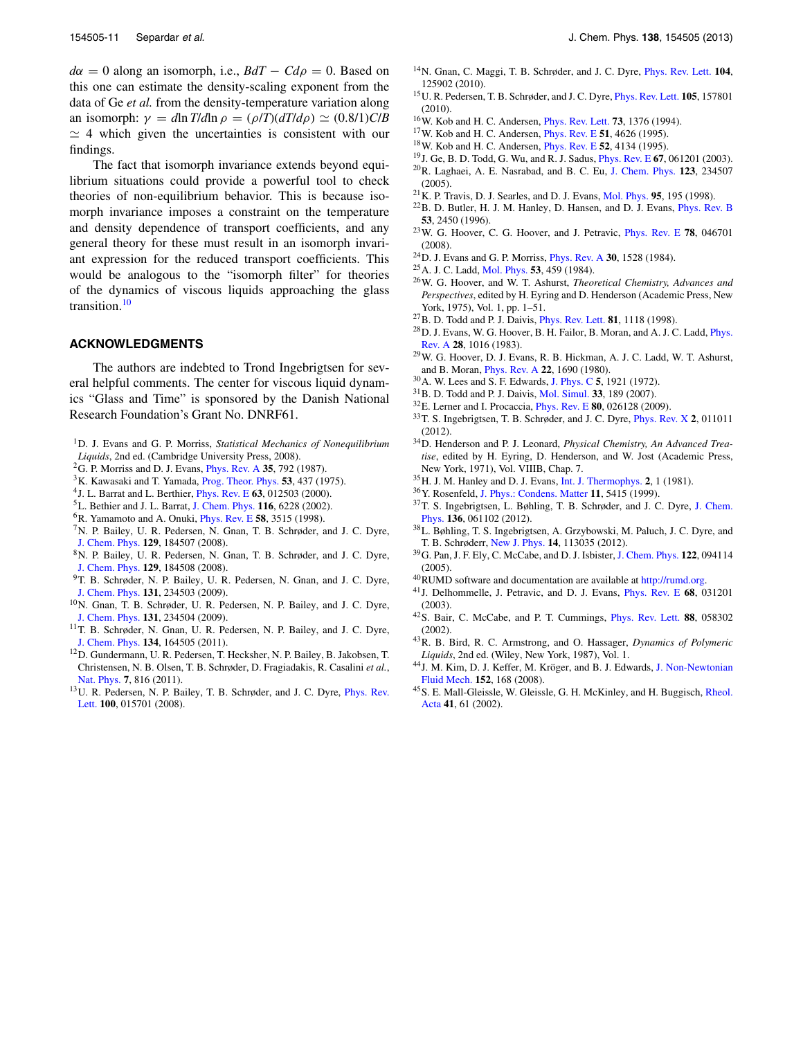$d\alpha = 0$ along an isomorph, i.e., $BdT - Cd\rho = 0$. Based on this one can estimate the density-scaling exponent from the data of Ge *et al.* from the density-temperature variation along an isomorph: $\gamma = d\ln T/d\ln \rho = (\rho/T)(dT/d\rho) \simeq (0.8/1)C/B \simeq 4$ which given the uncertainties is consistent with our findings.

The fact that isomorph invariance extends beyond equilibrium situations could provide a powerful tool to check theories of non-equilibrium behavior. This is because isomorph invariance imposes a constraint on the temperature and density dependence of transport coefficients, and any general theory for these must result in an isomorph invariant expression for the reduced transport coefficients. This would be analogous to the "isomorph filter" for theories of the dynamics of viscous liquids approaching the glass transition.[10]

## ACKNOWLEDGMENTS

The authors are indebted to Trond Ingebrigtsen for several helpful comments. The center for viscous liquid dynamics "Glass and Time" is sponsored by the Danish National Research Foundation's Grant No. DNRF61.

[1] D. J. Evans and G. P. Morriss, *Statistical Mechanics of Nonequilibrium Liquids*, 2nd ed. (Cambridge University Press, 2008).
[2] G. P. Morriss and D. J. Evans, Phys. Rev. A **35**, 792 (1987).
[3] K. Kawasaki and T. Yamada, Prog. Theor. Phys. **53**, 437 (1975).
[4] J. L. Barrat and L. Berthier, Phys. Rev. E **63**, 012503 (2000).
[5] L. Bethier and J. L. Barrat, J. Chem. Phys. **116**, 6228 (2002).
[6] R. Yamamoto and A. Onuki, Phys. Rev. E **58**, 3515 (1998).
[7] N. P. Bailey, U. R. Pedersen, N. Gnan, T. B. Schrøder, and J. C. Dyre, J. Chem. Phys. **129**, 184507 (2008).
[8] N. P. Bailey, U. R. Pedersen, N. Gnan, T. B. Schrøder, and J. C. Dyre, J. Chem. Phys. **129**, 184508 (2008).
[9] T. B. Schrøder, N. P. Bailey, U. R. Pedersen, N. Gnan, and J. C. Dyre, J. Chem. Phys. **131**, 234503 (2009).
[10] N. Gnan, T. B. Schrøder, U. R. Pedersen, N. P. Bailey, and J. C. Dyre, J. Chem. Phys. **131**, 234504 (2009).
[11] T. B. Schrøder, N. Gnan, U. R. Pedersen, N. P. Bailey, and J. C. Dyre, J. Chem. Phys. **134**, 164505 (2011).
[12] D. Gundermann, U. R. Pedersen, T. Hecksher, N. P. Bailey, B. Jakobsen, T. Christensen, N. B. Olsen, T. B. Schrøder, D. Fragiadakis, R. Casalini *et al.*, Nat. Phys. **7**, 816 (2011).
[13] U. R. Pedersen, N. P. Bailey, T. B. Schrøder, and J. C. Dyre, Phys. Rev. Lett. **100**, 015701 (2008).
[14] N. Gnan, C. Maggi, T. B. Schrøder, and J. C. Dyre, Phys. Rev. Lett. **104**, 125902 (2010).
[15] U. R. Pedersen, T. B. Schrøder, and J. C. Dyre, Phys. Rev. Lett. **105**, 157801 (2010).
[16] W. Kob and H. C. Andersen, Phys. Rev. Lett. **73**, 1376 (1994).
[17] W. Kob and H. C. Andersen, Phys. Rev. E **51**, 4626 (1995).
[18] W. Kob and H. C. Andersen, Phys. Rev. E **52**, 4134 (1995).
[19] J. Ge, B. D. Todd, G. Wu, and R. J. Sadus, Phys. Rev. E **67**, 061201 (2003).
[20] R. Laghaei, A. E. Nasrabad, and B. C. Eu, J. Chem. Phys. **123**, 234507 (2005).
[21] K. P. Travis, D. J. Searles, and D. J. Evans, Mol. Phys. **95**, 195 (1998).
[22] B. D. Butler, H. J. M. Hanley, D. Hansen, and D. J. Evans, Phys. Rev. B **53**, 2450 (1996).
[23] W. G. Hoover, C. G. Hoover, and J. Petravic, Phys. Rev. E **78**, 046701 (2008).
[24] D. J. Evans and G. P. Morriss, Phys. Rev. A **30**, 1528 (1984).
[25] A. J. C. Ladd, Mol. Phys. **53**, 459 (1984).
[26] W. G. Hoover, and W. T. Ashurst, *Theoretical Chemistry, Advances and Perspectives*, edited by H. Eyring and D. Henderson (Academic Press, New York, 1975), Vol. 1, pp. 1–51.
[27] B. D. Todd and P. J. Daivis, Phys. Rev. Lett. **81**, 1118 (1998).
[28] D. J. Evans, W. G. Hoover, B. H. Failor, B. Moran, and A. J. C. Ladd, Phys. Rev. A **28**, 1016 (1983).
[29] W. G. Hoover, D. J. Evans, R. B. Hickman, A. J. C. Ladd, W. T. Ashurst, and B. Moran, Phys. Rev. A **22**, 1690 (1980).
[30] A. W. Lees and S. F. Edwards, J. Phys. C **5**, 1921 (1972).
[31] B. D. Todd and P. J. Daivis, Mol. Simul. **33**, 189 (2007).
[32] E. Lerner and I. Procaccia, Phys. Rev. E **80**, 026128 (2009).
[33] T. S. Ingebrigtsen, T. B. Schrøder, and J. C. Dyre, Phys. Rev. X **2**, 011011 (2012).
[34] D. Henderson and P. J. Leonard, *Physical Chemistry, An Advanced Treatise*, edited by H. Eyring, D. Henderson, and W. Jost (Academic Press, New York, 1971), Vol. VIIIB, Chap. 7.
[35] H. J. M. Hanley and D. J. Evans, Int. J. Thermophys. **2**, 1 (1981).
[36] Y. Rosenfeld, J. Phys.: Condens. Matter **11**, 5415 (1999).
[37] T. S. Ingebrigtsen, L. Bøhling, T. B. Schrøder, and J. C. Dyre, J. Chem. Phys. **136**, 061102 (2012).
[38] L. Bøhling, T. S. Ingebrigtsen, A. Grzybowski, M. Paluch, J. C. Dyre, and T. B. Schrøderr, New J. Phys. **14**, 113035 (2012).
[39] G. Pan, J. F. Ely, C. McCabe, and D. J. Isbister, J. Chem. Phys. **122**, 094114 (2005).
[40] RUMD software and documentation are available at http://rumd.org.
[41] J. Delhommelle, J. Petravic, and D. J. Evans, Phys. Rev. E **68**, 031201 (2003).
[42] S. Bair, C. McCabe, and P. T. Cummings, Phys. Rev. Lett. **88**, 058302 (2002).
[43] R. B. Bird, R. C. Armstrong, and O. Hassager, *Dynamics of Polymeric Liquids*, 2nd ed. (Wiley, New York, 1987), Vol. 1.
[44] J. M. Kim, D. J. Keffer, M. Kröger, and B. J. Edwards, J. Non-Newtonian Fluid Mech. **152**, 168 (2008).
[45] S. E. Mall-Gleissle, W. Gleissle, G. H. McKinley, and H. Buggisch, Rheol. Acta **41**, 61 (2002).